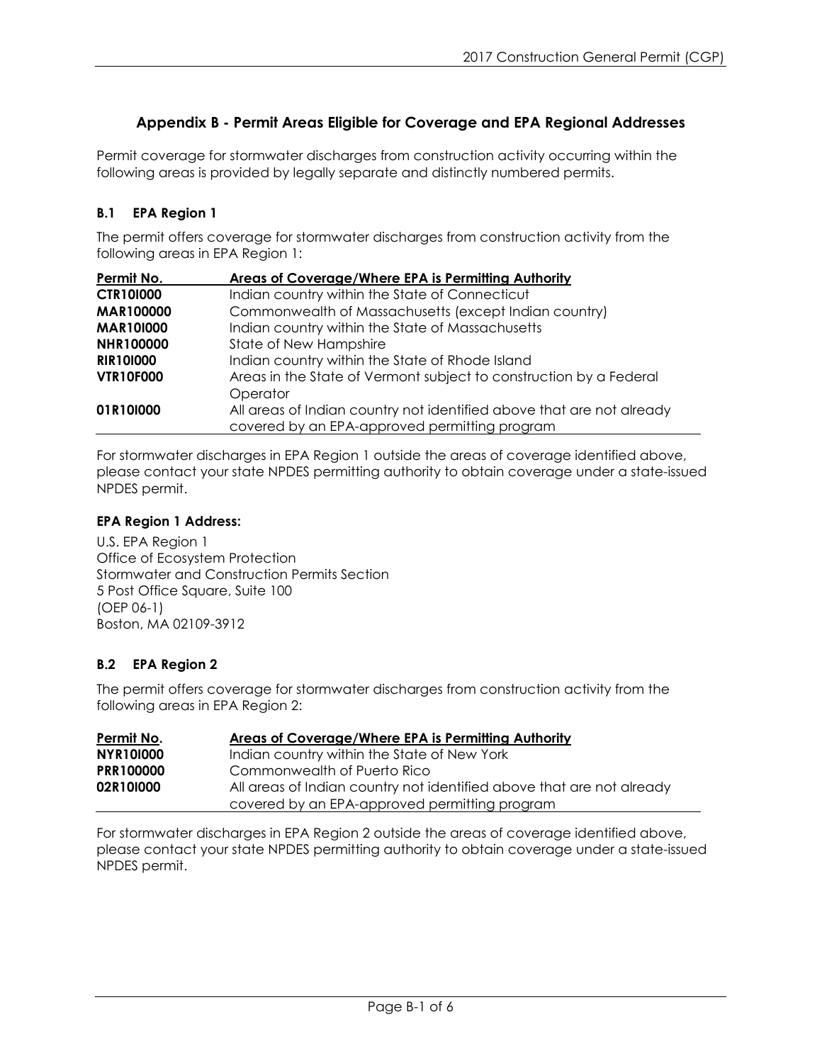# Appendix B - Permit Areas Eligible for Coverage and EPA Regional Addresses

Permit coverage for stormwater discharges from construction activity occurring within the following areas is provided by legally separate and distinctly numbered permits.

## B.1 EPA Region 1

The permit offers coverage for stormwater discharges from construction activity from the following areas in EPA Region 1:

| Permit No. | Areas of Coverage/Where EPA is Permitting Authority |
|---|---|
| **CTR10I000** | Indian country within the State of Connecticut |
| **MAR100000** | Commonwealth of Massachusetts (except Indian country) |
| **MAR10I000** | Indian country within the State of Massachusetts |
| **NHR100000** | State of New Hampshire |
| **RIR10I000** | Indian country within the State of Rhode Island |
| **VTR10F000** | Areas in the State of Vermont subject to construction by a Federal Operator |
| **01R10I000** | All areas of Indian country not identified above that are not already covered by an EPA-approved permitting program |

For stormwater discharges in EPA Region 1 outside the areas of coverage identified above, please contact your state NPDES permitting authority to obtain coverage under a state-issued NPDES permit.

**EPA Region 1 Address:**

U.S. EPA Region 1
Office of Ecosystem Protection
Stormwater and Construction Permits Section
5 Post Office Square, Suite 100
(OEP 06-1)
Boston, MA 02109-3912

## B.2 EPA Region 2

The permit offers coverage for stormwater discharges from construction activity from the following areas in EPA Region 2:

| Permit No. | Areas of Coverage/Where EPA is Permitting Authority |
|---|---|
| **NYR10I000** | Indian country within the State of New York |
| **PRR100000** | Commonwealth of Puerto Rico |
| **02R10I000** | All areas of Indian country not identified above that are not already covered by an EPA-approved permitting program |

For stormwater discharges in EPA Region 2 outside the areas of coverage identified above, please contact your state NPDES permitting authority to obtain coverage under a state-issued NPDES permit.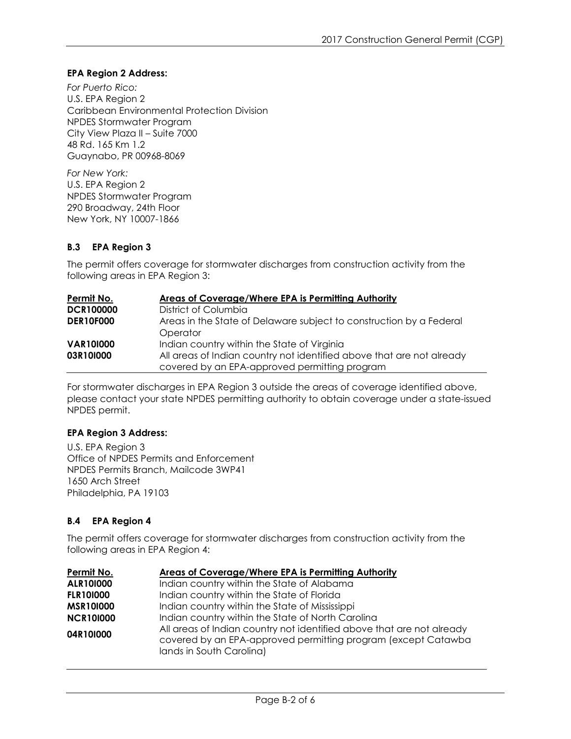**EPA Region 2 Address:**

*For Puerto Rico:*
U.S. EPA Region 2
Caribbean Environmental Protection Division
NPDES Stormwater Program
City View Plaza II – Suite 7000
48 Rd. 165 Km 1.2
Guaynabo, PR 00968-8069

*For New York:*
U.S. EPA Region 2
NPDES Stormwater Program
290 Broadway, 24th Floor
New York, NY 10007-1866

### B.3 EPA Region 3

The permit offers coverage for stormwater discharges from construction activity from the following areas in EPA Region 3:

| Permit No. | Areas of Coverage/Where EPA is Permitting Authority |
|---|---|
| **DCR100000** | District of Columbia |
| **DER10F000** | Areas in the State of Delaware subject to construction by a Federal Operator |
| **VAR10I000** | Indian country within the State of Virginia |
| **03R10I000** | All areas of Indian country not identified above that are not already covered by an EPA-approved permitting program |

For stormwater discharges in EPA Region 3 outside the areas of coverage identified above, please contact your state NPDES permitting authority to obtain coverage under a state-issued NPDES permit.

**EPA Region 3 Address:**

U.S. EPA Region 3
Office of NPDES Permits and Enforcement
NPDES Permits Branch, Mailcode 3WP41
1650 Arch Street
Philadelphia, PA 19103

### B.4 EPA Region 4

The permit offers coverage for stormwater discharges from construction activity from the following areas in EPA Region 4:

| Permit No. | Areas of Coverage/Where EPA is Permitting Authority |
|---|---|
| **ALR10I000** | Indian country within the State of Alabama |
| **FLR10I000** | Indian country within the State of Florida |
| **MSR10I000** | Indian country within the State of Mississippi |
| **NCR10I000** | Indian country within the State of North Carolina |
| **04R10I000** | All areas of Indian country not identified above that are not already covered by an EPA-approved permitting program (except Catawba lands in South Carolina) |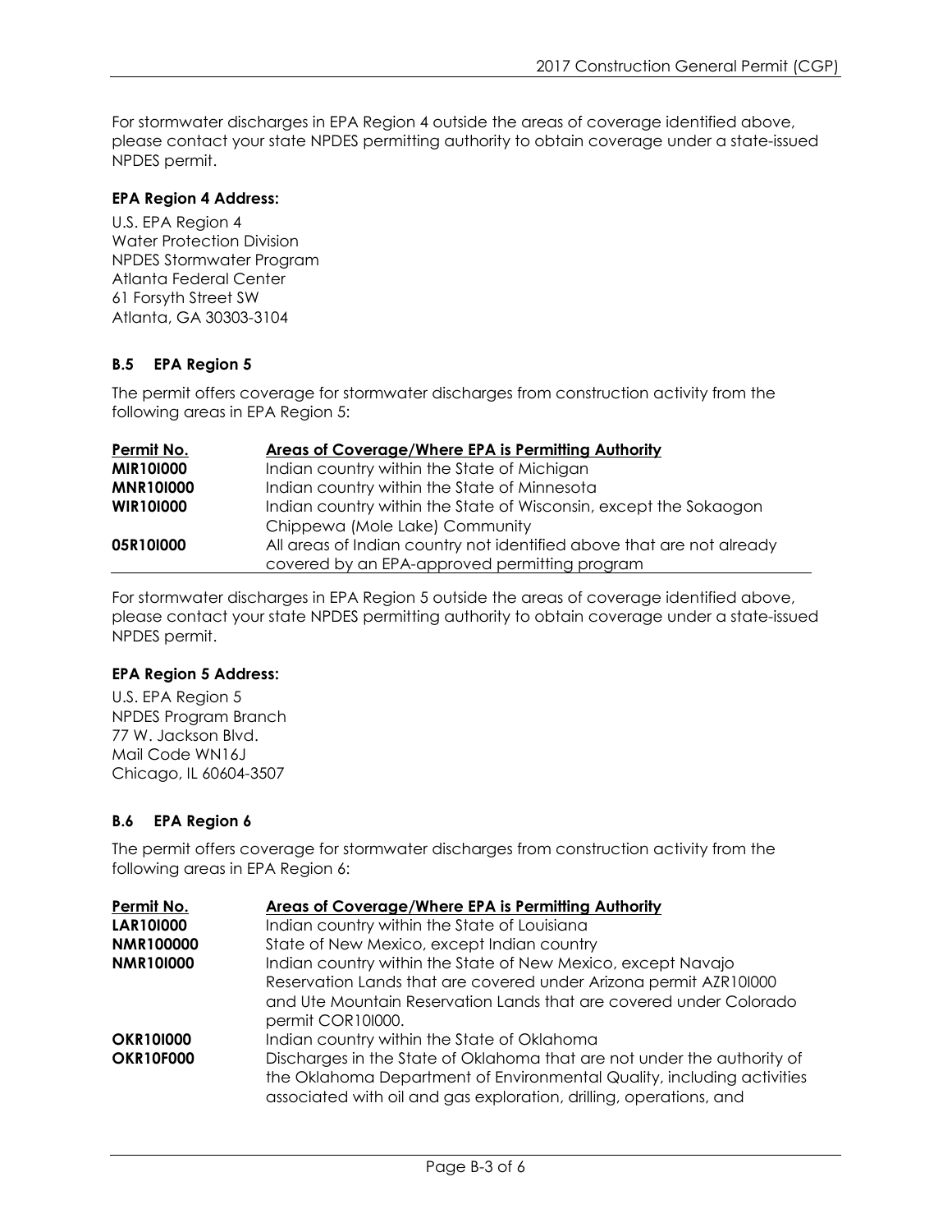For stormwater discharges in EPA Region 4 outside the areas of coverage identified above, please contact your state NPDES permitting authority to obtain coverage under a state-issued NPDES permit.

**EPA Region 4 Address:**

U.S. EPA Region 4
Water Protection Division
NPDES Stormwater Program
Atlanta Federal Center
61 Forsyth Street SW
Atlanta, GA 30303-3104

### B.5 EPA Region 5

The permit offers coverage for stormwater discharges from construction activity from the following areas in EPA Region 5:

| Permit No. | Areas of Coverage/Where EPA is Permitting Authority |
|---|---|
| **MIR10I000** | Indian country within the State of Michigan |
| **MNR10I000** | Indian country within the State of Minnesota |
| **WIR10I000** | Indian country within the State of Wisconsin, except the Sokaogon Chippewa (Mole Lake) Community |
| **05R10I000** | All areas of Indian country not identified above that are not already covered by an EPA-approved permitting program |

For stormwater discharges in EPA Region 5 outside the areas of coverage identified above, please contact your state NPDES permitting authority to obtain coverage under a state-issued NPDES permit.

**EPA Region 5 Address:**

U.S. EPA Region 5
NPDES Program Branch
77 W. Jackson Blvd.
Mail Code WN16J
Chicago, IL 60604-3507

### B.6 EPA Region 6

The permit offers coverage for stormwater discharges from construction activity from the following areas in EPA Region 6:

| Permit No. | Areas of Coverage/Where EPA is Permitting Authority |
|---|---|
| **LAR10I000** | Indian country within the State of Louisiana |
| **NMR100000** | State of New Mexico, except Indian country |
| **NMR10I000** | Indian country within the State of New Mexico, except Navajo Reservation Lands that are covered under Arizona permit AZR10I000 and Ute Mountain Reservation Lands that are covered under Colorado permit COR10I000. |
| **OKR10I000** | Indian country within the State of Oklahoma |
| **OKR10F000** | Discharges in the State of Oklahoma that are not under the authority of the Oklahoma Department of Environmental Quality, including activities associated with oil and gas exploration, drilling, operations, and |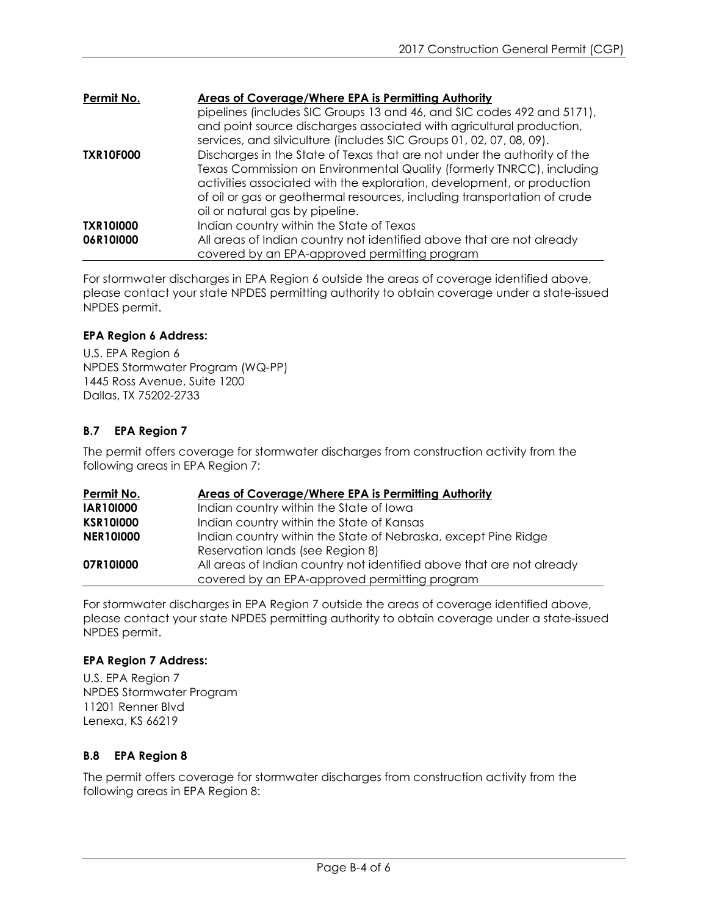| Permit No. | Areas of Coverage/Where EPA is Permitting Authority |
|---|---|
| | pipelines (includes SIC Groups 13 and 46, and SIC codes 492 and 5171), and point source discharges associated with agricultural production, services, and silviculture (includes SIC Groups 01, 02, 07, 08, 09). |
| **TXR10F000** | Discharges in the State of Texas that are not under the authority of the Texas Commission on Environmental Quality (formerly TNRCC), including activities associated with the exploration, development, or production of oil or gas or geothermal resources, including transportation of crude oil or natural gas by pipeline. |
| **TXR10I000** | Indian country within the State of Texas |
| **06R10I000** | All areas of Indian country not identified above that are not already covered by an EPA-approved permitting program |

For stormwater discharges in EPA Region 6 outside the areas of coverage identified above, please contact your state NPDES permitting authority to obtain coverage under a state-issued NPDES permit.

**EPA Region 6 Address:**

U.S. EPA Region 6
NPDES Stormwater Program (WQ-PP)
1445 Ross Avenue, Suite 1200
Dallas, TX 75202-2733

### B.7 EPA Region 7

The permit offers coverage for stormwater discharges from construction activity from the following areas in EPA Region 7:

| Permit No. | Areas of Coverage/Where EPA is Permitting Authority |
|---|---|
| **IAR10I000** | Indian country within the State of Iowa |
| **KSR10I000** | Indian country within the State of Kansas |
| **NER10I000** | Indian country within the State of Nebraska, except Pine Ridge Reservation lands (see Region 8) |
| **07R10I000** | All areas of Indian country not identified above that are not already covered by an EPA-approved permitting program |

For stormwater discharges in EPA Region 7 outside the areas of coverage identified above, please contact your state NPDES permitting authority to obtain coverage under a state-issued NPDES permit.

**EPA Region 7 Address:**

U.S. EPA Region 7
NPDES Stormwater Program
11201 Renner Blvd
Lenexa, KS 66219

### B.8 EPA Region 8

The permit offers coverage for stormwater discharges from construction activity from the following areas in EPA Region 8: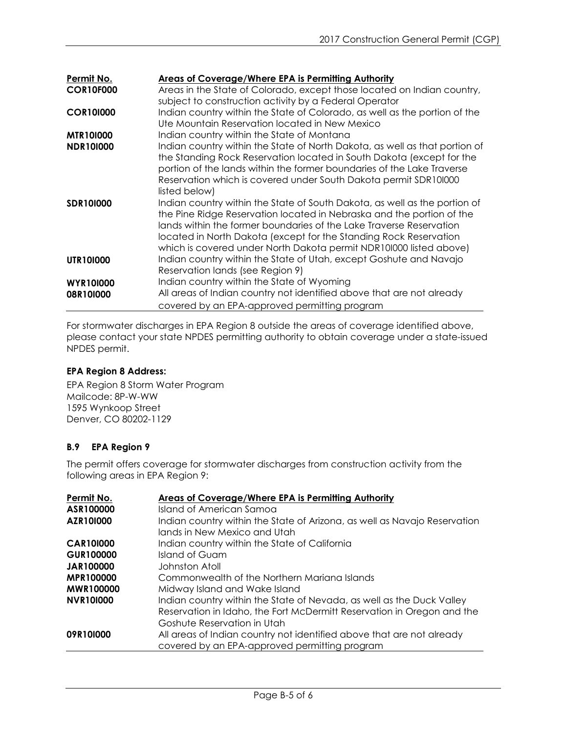| Permit No. | Areas of Coverage/Where EPA is Permitting Authority |
|---|---|
| **COR10F000** | Areas in the State of Colorado, except those located on Indian country, subject to construction activity by a Federal Operator |
| **COR10I000** | Indian country within the State of Colorado, as well as the portion of the Ute Mountain Reservation located in New Mexico |
| **MTR10I000** | Indian country within the State of Montana |
| **NDR10I000** | Indian country within the State of North Dakota, as well as that portion of the Standing Rock Reservation located in South Dakota (except for the portion of the lands within the former boundaries of the Lake Traverse Reservation which is covered under South Dakota permit SDR10I000 listed below) |
| **SDR10I000** | Indian country within the State of South Dakota, as well as the portion of the Pine Ridge Reservation located in Nebraska and the portion of the lands within the former boundaries of the Lake Traverse Reservation located in North Dakota (except for the Standing Rock Reservation which is covered under North Dakota permit NDR10I000 listed above) |
| **UTR10I000** | Indian country within the State of Utah, except Goshute and Navajo Reservation lands (see Region 9) |
| **WYR10I000** | Indian country within the State of Wyoming |
| **08R10I000** | All areas of Indian country not identified above that are not already covered by an EPA-approved permitting program |

For stormwater discharges in EPA Region 8 outside the areas of coverage identified above, please contact your state NPDES permitting authority to obtain coverage under a state-issued NPDES permit.

**EPA Region 8 Address:**

EPA Region 8 Storm Water Program
Mailcode: 8P-W-WW
1595 Wynkoop Street
Denver, CO 80202-1129

### B.9 EPA Region 9

The permit offers coverage for stormwater discharges from construction activity from the following areas in EPA Region 9:

| Permit No. | Areas of Coverage/Where EPA is Permitting Authority |
|---|---|
| **ASR100000** | Island of American Samoa |
| **AZR10I000** | Indian country within the State of Arizona, as well as Navajo Reservation lands in New Mexico and Utah |
| **CAR10I000** | Indian country within the State of California |
| **GUR100000** | Island of Guam |
| **JAR100000** | Johnston Atoll |
| **MPR100000** | Commonwealth of the Northern Mariana Islands |
| **MWR100000** | Midway Island and Wake Island |
| **NVR10I000** | Indian country within the State of Nevada, as well as the Duck Valley Reservation in Idaho, the Fort McDermitt Reservation in Oregon and the Goshute Reservation in Utah |
| **09R10I000** | All areas of Indian country not identified above that are not already covered by an EPA-approved permitting program |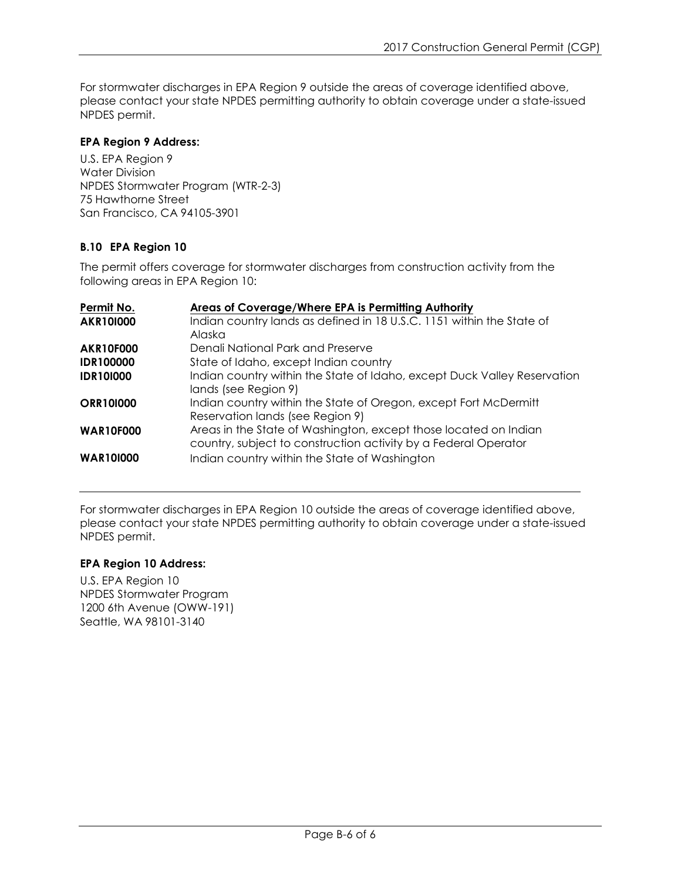For stormwater discharges in EPA Region 9 outside the areas of coverage identified above, please contact your state NPDES permitting authority to obtain coverage under a state-issued NPDES permit.

**EPA Region 9 Address:**

U.S. EPA Region 9
Water Division
NPDES Stormwater Program (WTR-2-3)
75 Hawthorne Street
San Francisco, CA 94105-3901

### B.10 EPA Region 10

The permit offers coverage for stormwater discharges from construction activity from the following areas in EPA Region 10:

| Permit No. | Areas of Coverage/Where EPA is Permitting Authority |
|---|---|
| **AKR10I000** | Indian country lands as defined in 18 U.S.C. 1151 within the State of Alaska |
| **AKR10F000** | Denali National Park and Preserve |
| **IDR100000** | State of Idaho, except Indian country |
| **IDR10I000** | Indian country within the State of Idaho, except Duck Valley Reservation lands (see Region 9) |
| **ORR10I000** | Indian country within the State of Oregon, except Fort McDermitt Reservation lands (see Region 9) |
| **WAR10F000** | Areas in the State of Washington, except those located on Indian country, subject to construction activity by a Federal Operator |
| **WAR10I000** | Indian country within the State of Washington |

For stormwater discharges in EPA Region 10 outside the areas of coverage identified above, please contact your state NPDES permitting authority to obtain coverage under a state-issued NPDES permit.

**EPA Region 10 Address:**

U.S. EPA Region 10
NPDES Stormwater Program
1200 6th Avenue (OWW-191)
Seattle, WA 98101-3140